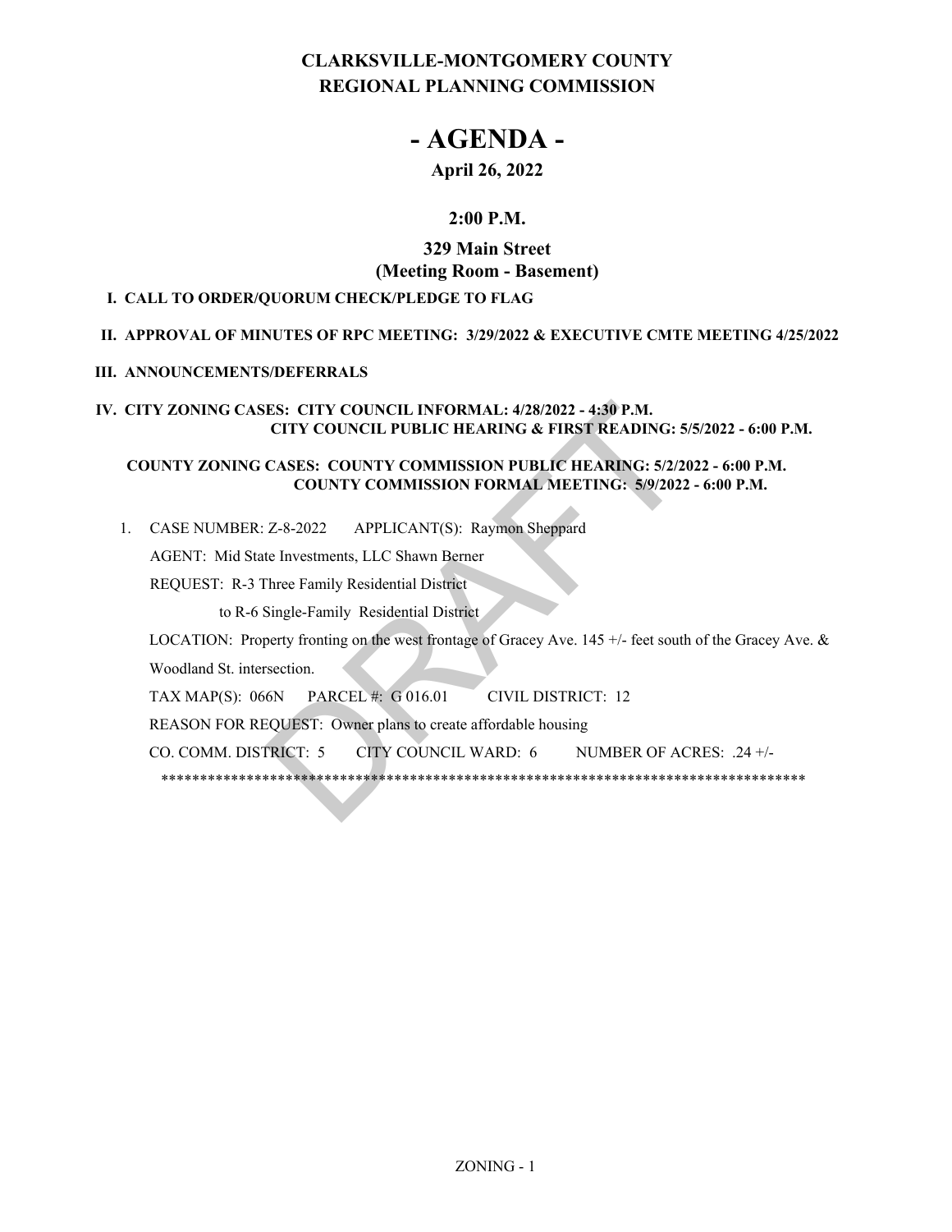# CLARKSVILLE-MONTGOMERY COUNTY
# REGIONAL PLANNING COMMISSION

# - AGENDA -

**April 26, 2022**

**2:00 P.M.**

**329 Main Street**
**(Meeting Room - Basement)**

**I. CALL TO ORDER/QUORUM CHECK/PLEDGE TO FLAG**

**II. APPROVAL OF MINUTES OF RPC MEETING: 3/29/2022 & EXECUTIVE CMTE MEETING 4/25/2022**

**III. ANNOUNCEMENTS/DEFERRALS**

**IV. CITY ZONING CASES: CITY COUNCIL INFORMAL: 4/28/2022 - 4:30 P.M.**
**CITY COUNCIL PUBLIC HEARING & FIRST READING: 5/5/2022 - 6:00 P.M.**

**COUNTY ZONING CASES: COUNTY COMMISSION PUBLIC HEARING: 5/2/2022 - 6:00 P.M.**
**COUNTY COMMISSION FORMAL MEETING: 5/9/2022 - 6:00 P.M.**

1. CASE NUMBER: Z-8-2022 APPLICANT(S): Raymon Sheppard

   AGENT: Mid State Investments, LLC Shawn Berner

   REQUEST: R-3 Three Family Residential District

   to R-6 Single-Family Residential District

   LOCATION: Property fronting on the west frontage of Gracey Ave. 145 +/- feet south of the Gracey Ave. & Woodland St. intersection.

   TAX MAP(S): 066N PARCEL #: G 016.01 CIVIL DISTRICT: 12

   REASON FOR REQUEST: Owner plans to create affordable housing

   CO. COMM. DISTRICT: 5 CITY COUNCIL WARD: 6 NUMBER OF ACRES: .24 +/-

   ************************************************************************************

ZONING - 1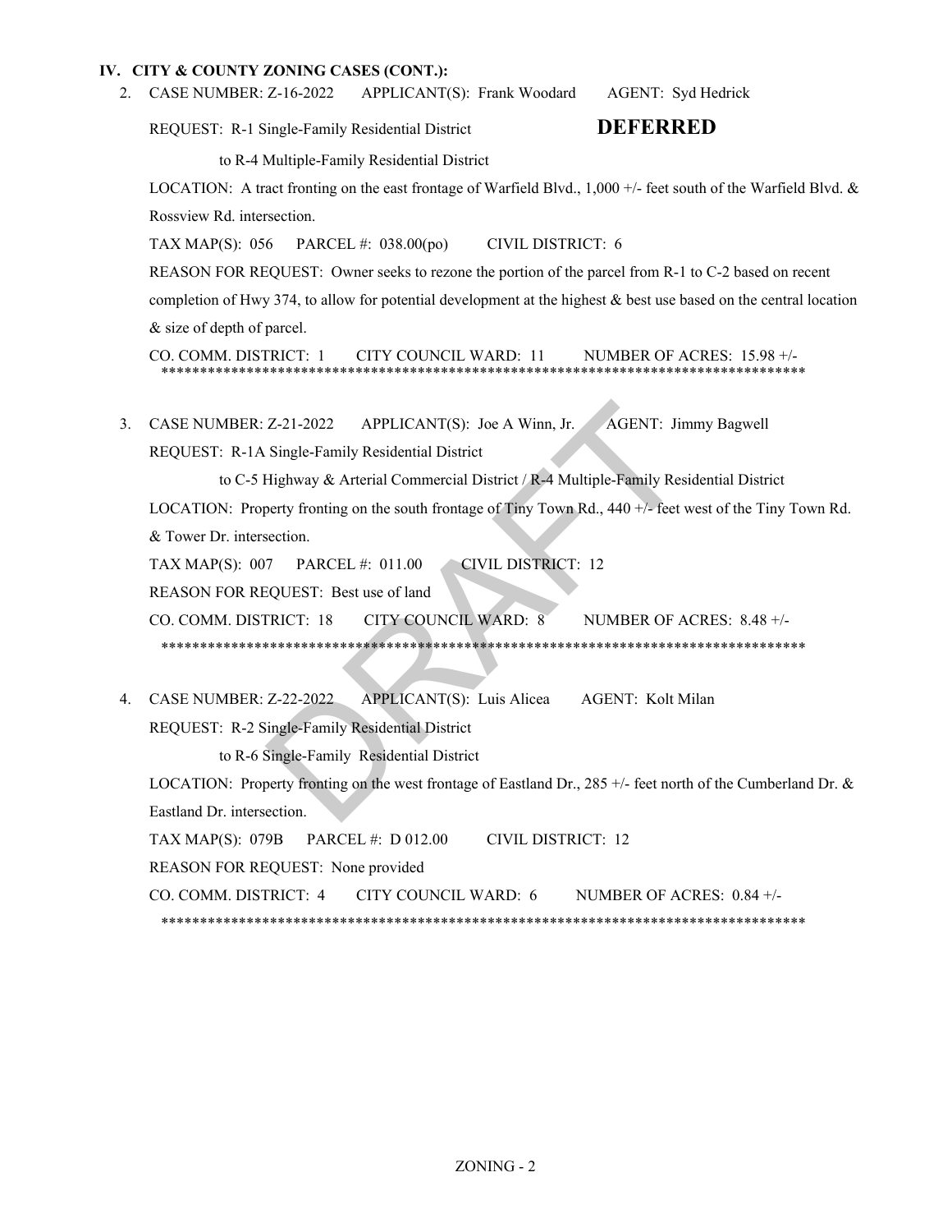## IV. CITY & COUNTY ZONING CASES (CONT.):

2. CASE NUMBER: Z-16-2022 APPLICANT(S): Frank Woodard AGENT: Syd Hedrick

   REQUEST: R-1 Single-Family Residential District **DEFERRED**

   to R-4 Multiple-Family Residential District

   LOCATION: A tract fronting on the east frontage of Warfield Blvd., 1,000 +/- feet south of the Warfield Blvd. & Rossview Rd. intersection.

   TAX MAP(S): 056 PARCEL #: 038.00(po) CIVIL DISTRICT: 6

   REASON FOR REQUEST: Owner seeks to rezone the portion of the parcel from R-1 to C-2 based on recent completion of Hwy 374, to allow for potential development at the highest & best use based on the central location & size of depth of parcel.

   CO. COMM. DISTRICT: 1 CITY COUNCIL WARD: 11 NUMBER OF ACRES: 15.98 +/-

   ****************************************************************************************

3. CASE NUMBER: Z-21-2022 APPLICANT(S): Joe A Winn, Jr. AGENT: Jimmy Bagwell

   REQUEST: R-1A Single-Family Residential District

   to C-5 Highway & Arterial Commercial District / R-4 Multiple-Family Residential District

   LOCATION: Property fronting on the south frontage of Tiny Town Rd., 440 +/- feet west of the Tiny Town Rd. & Tower Dr. intersection.

   TAX MAP(S): 007 PARCEL #: 011.00 CIVIL DISTRICT: 12

   REASON FOR REQUEST: Best use of land

   CO. COMM. DISTRICT: 18 CITY COUNCIL WARD: 8 NUMBER OF ACRES: 8.48 +/-

   ****************************************************************************************

4. CASE NUMBER: Z-22-2022 APPLICANT(S): Luis Alicea AGENT: Kolt Milan

   REQUEST: R-2 Single-Family Residential District

   to R-6 Single-Family Residential District

   LOCATION: Property fronting on the west frontage of Eastland Dr., 285 +/- feet north of the Cumberland Dr. & Eastland Dr. intersection.

   TAX MAP(S): 079B PARCEL #: D 012.00 CIVIL DISTRICT: 12

   REASON FOR REQUEST: None provided

   CO. COMM. DISTRICT: 4 CITY COUNCIL WARD: 6 NUMBER OF ACRES: 0.84 +/-

   ****************************************************************************************

ZONING - 2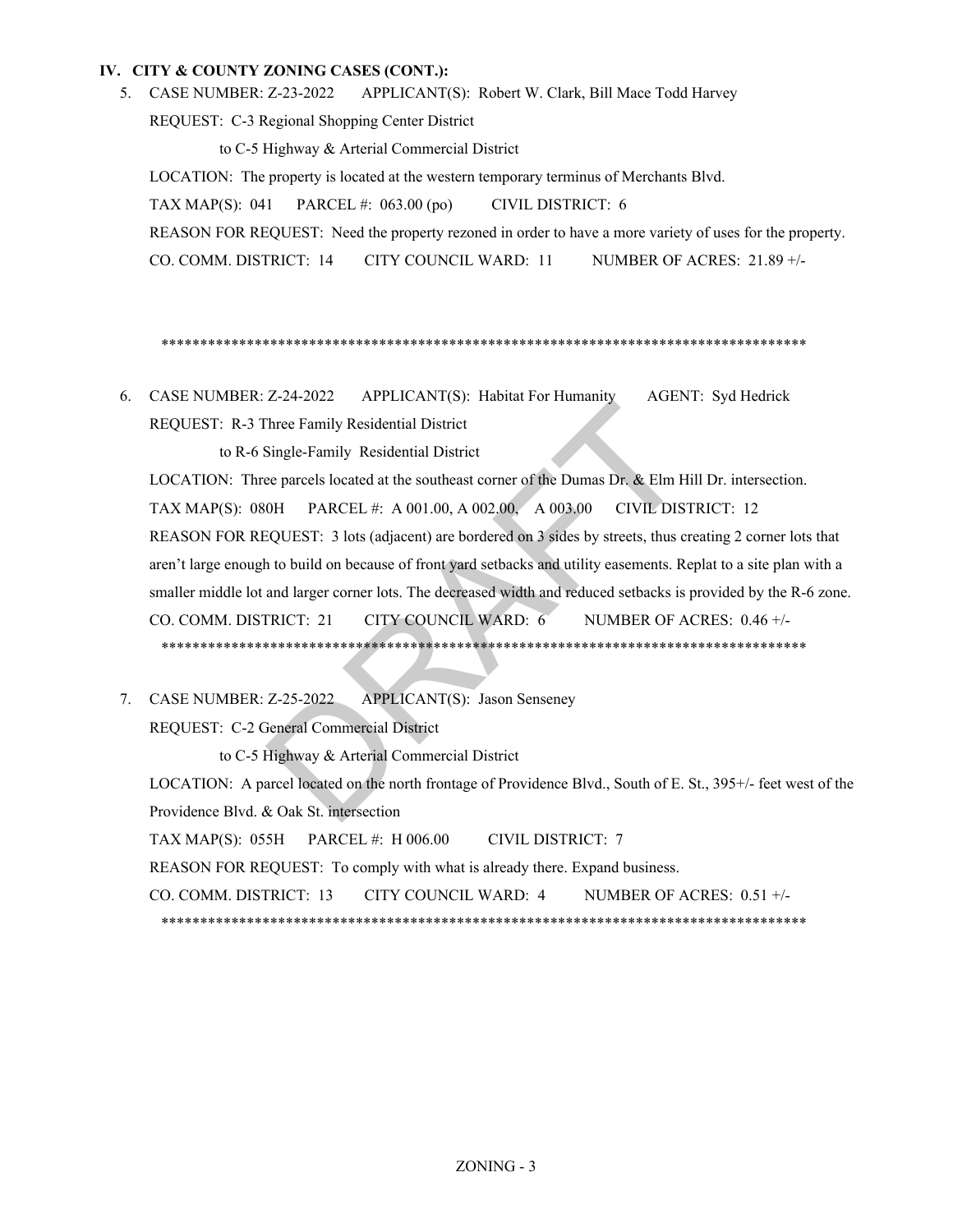**IV. CITY & COUNTY ZONING CASES (CONT.):**

5. CASE NUMBER: Z-23-2022 APPLICANT(S): Robert W. Clark, Bill Mace Todd Harvey

   REQUEST: C-3 Regional Shopping Center District

   to C-5 Highway & Arterial Commercial District

   LOCATION: The property is located at the western temporary terminus of Merchants Blvd.

   TAX MAP(S): 041 PARCEL #: 063.00 (po) CIVIL DISTRICT: 6

   REASON FOR REQUEST: Need the property rezoned in order to have a more variety of uses for the property.

   CO. COMM. DISTRICT: 14 CITY COUNCIL WARD: 11 NUMBER OF ACRES: 21.89 +/-

   *************************************************************************************

6. CASE NUMBER: Z-24-2022 APPLICANT(S): Habitat For Humanity AGENT: Syd Hedrick

   REQUEST: R-3 Three Family Residential District

   to R-6 Single-Family Residential District

   LOCATION: Three parcels located at the southeast corner of the Dumas Dr. & Elm Hill Dr. intersection.

   TAX MAP(S): 080H PARCEL #: A 001.00, A 002.00, A 003.00 CIVIL DISTRICT: 12

   REASON FOR REQUEST: 3 lots (adjacent) are bordered on 3 sides by streets, thus creating 2 corner lots that aren't large enough to build on because of front yard setbacks and utility easements. Replat to a site plan with a smaller middle lot and larger corner lots. The decreased width and reduced setbacks is provided by the R-6 zone.

   CO. COMM. DISTRICT: 21 CITY COUNCIL WARD: 6 NUMBER OF ACRES: 0.46 +/-

   *************************************************************************************

7. CASE NUMBER: Z-25-2022 APPLICANT(S): Jason Senseney

   REQUEST: C-2 General Commercial District

   to C-5 Highway & Arterial Commercial District

   LOCATION: A parcel located on the north frontage of Providence Blvd., South of E. St., 395+/- feet west of the Providence Blvd. & Oak St. intersection

   TAX MAP(S): 055H PARCEL #: H 006.00 CIVIL DISTRICT: 7

   REASON FOR REQUEST: To comply with what is already there. Expand business.

   CO. COMM. DISTRICT: 13 CITY COUNCIL WARD: 4 NUMBER OF ACRES: 0.51 +/-

   *************************************************************************************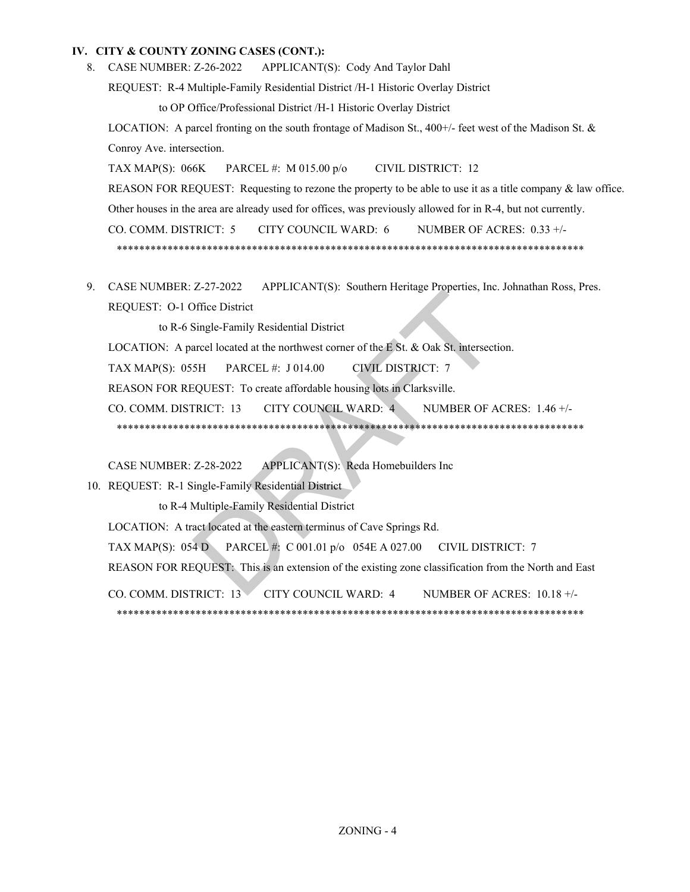## IV. CITY & COUNTY ZONING CASES (CONT.):

8. CASE NUMBER: Z-26-2022 APPLICANT(S): Cody And Taylor Dahl

   REQUEST: R-4 Multiple-Family Residential District /H-1 Historic Overlay District

   to OP Office/Professional District /H-1 Historic Overlay District

   LOCATION: A parcel fronting on the south frontage of Madison St., 400+/- feet west of the Madison St. & Conroy Ave. intersection.

   TAX MAP(S): 066K PARCEL #: M 015.00 p/o CIVIL DISTRICT: 12

   REASON FOR REQUEST: Requesting to rezone the property to be able to use it as a title company & law office. Other houses in the area are already used for offices, was previously allowed for in R-4, but not currently.

   CO. COMM. DISTRICT: 5 CITY COUNCIL WARD: 6 NUMBER OF ACRES: 0.33 +/-

   ************************************************************************************

9. CASE NUMBER: Z-27-2022 APPLICANT(S): Southern Heritage Properties, Inc. Johnathan Ross, Pres.

   REQUEST: O-1 Office District

   to R-6 Single-Family Residential District

   LOCATION: A parcel located at the northwest corner of the E St. & Oak St. intersection.

   TAX MAP(S): 055H PARCEL #: J 014.00 CIVIL DISTRICT: 7

   REASON FOR REQUEST: To create affordable housing lots in Clarksville.

   CO. COMM. DISTRICT: 13 CITY COUNCIL WARD: 4 NUMBER OF ACRES: 1.46 +/-

   ************************************************************************************

   CASE NUMBER: Z-28-2022 APPLICANT(S): Reda Homebuilders Inc

10. REQUEST: R-1 Single-Family Residential District

    to R-4 Multiple-Family Residential District

    LOCATION: A tract located at the eastern terminus of Cave Springs Rd.

    TAX MAP(S): 054 D PARCEL #: C 001.01 p/o 054E A 027.00 CIVIL DISTRICT: 7

    REASON FOR REQUEST: This is an extension of the existing zone classification from the North and East

    CO. COMM. DISTRICT: 13 CITY COUNCIL WARD: 4 NUMBER OF ACRES: 10.18 +/-

    ************************************************************************************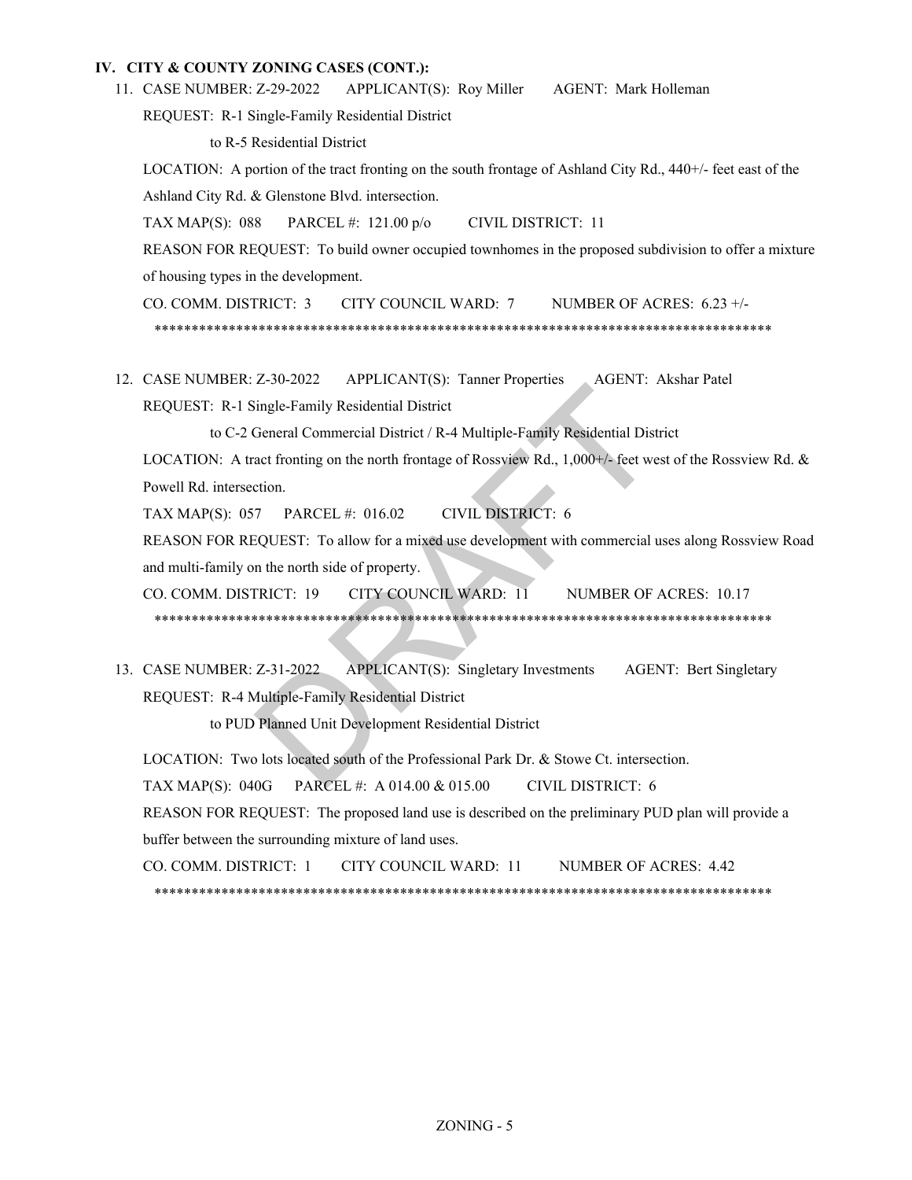**IV. CITY & COUNTY ZONING CASES (CONT.):**

11. CASE NUMBER: Z-29-2022 APPLICANT(S): Roy Miller AGENT: Mark Holleman

    REQUEST: R-1 Single-Family Residential District

    to R-5 Residential District

    LOCATION: A portion of the tract fronting on the south frontage of Ashland City Rd., 440+/- feet east of the Ashland City Rd. & Glenstone Blvd. intersection.

    TAX MAP(S): 088 PARCEL #: 121.00 p/o CIVIL DISTRICT: 11

    REASON FOR REQUEST: To build owner occupied townhomes in the proposed subdivision to offer a mixture of housing types in the development.

    CO. COMM. DISTRICT: 3 CITY COUNCIL WARD: 7 NUMBER OF ACRES: 6.23 +/-

    ************************************************************************************

12. CASE NUMBER: Z-30-2022 APPLICANT(S): Tanner Properties AGENT: Akshar Patel

    REQUEST: R-1 Single-Family Residential District

    to C-2 General Commercial District / R-4 Multiple-Family Residential District

    LOCATION: A tract fronting on the north frontage of Rossview Rd., 1,000+/- feet west of the Rossview Rd. & Powell Rd. intersection.

    TAX MAP(S): 057 PARCEL #: 016.02 CIVIL DISTRICT: 6

    REASON FOR REQUEST: To allow for a mixed use development with commercial uses along Rossview Road and multi-family on the north side of property.

    CO. COMM. DISTRICT: 19 CITY COUNCIL WARD: 11 NUMBER OF ACRES: 10.17

    ************************************************************************************

13. CASE NUMBER: Z-31-2022 APPLICANT(S): Singletary Investments AGENT: Bert Singletary

    REQUEST: R-4 Multiple-Family Residential District

    to PUD Planned Unit Development Residential District

    LOCATION: Two lots located south of the Professional Park Dr. & Stowe Ct. intersection.

    TAX MAP(S): 040G PARCEL #: A 014.00 & 015.00 CIVIL DISTRICT: 6

    REASON FOR REQUEST: The proposed land use is described on the preliminary PUD plan will provide a buffer between the surrounding mixture of land uses.

    CO. COMM. DISTRICT: 1 CITY COUNCIL WARD: 11 NUMBER OF ACRES: 4.42

    ************************************************************************************

ZONING - 5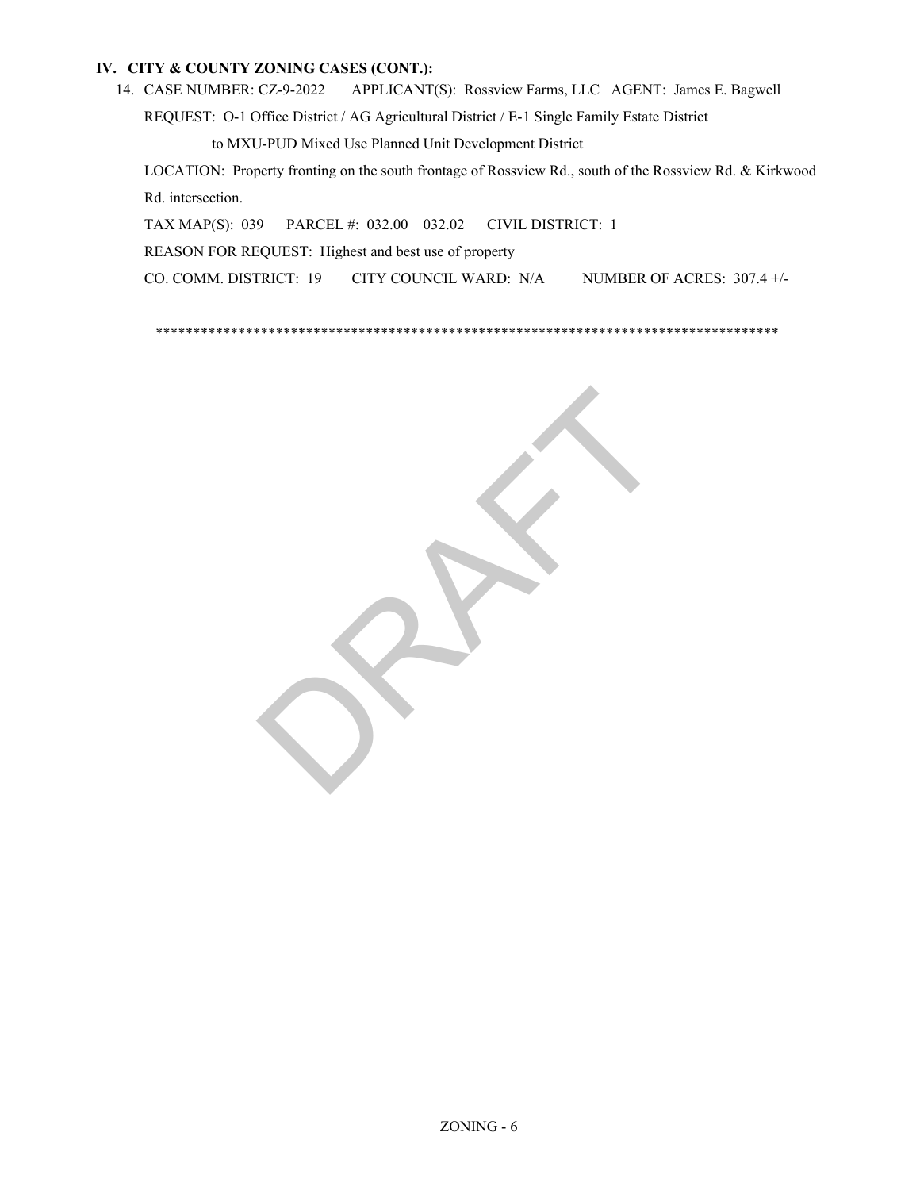## IV. CITY & COUNTY ZONING CASES (CONT.):

14. CASE NUMBER: CZ-9-2022 APPLICANT(S): Rossview Farms, LLC AGENT: James E. Bagwell

    REQUEST: O-1 Office District / AG Agricultural District / E-1 Single Family Estate District

    to MXU-PUD Mixed Use Planned Unit Development District

    LOCATION: Property fronting on the south frontage of Rossview Rd., south of the Rossview Rd. & Kirkwood Rd. intersection.

    TAX MAP(S): 039 PARCEL #: 032.00 032.02 CIVIL DISTRICT: 1

    REASON FOR REQUEST: Highest and best use of property

    CO. COMM. DISTRICT: 19 CITY COUNCIL WARD: N/A NUMBER OF ACRES: 307.4 +/-

*************************************************************************************

DRAFT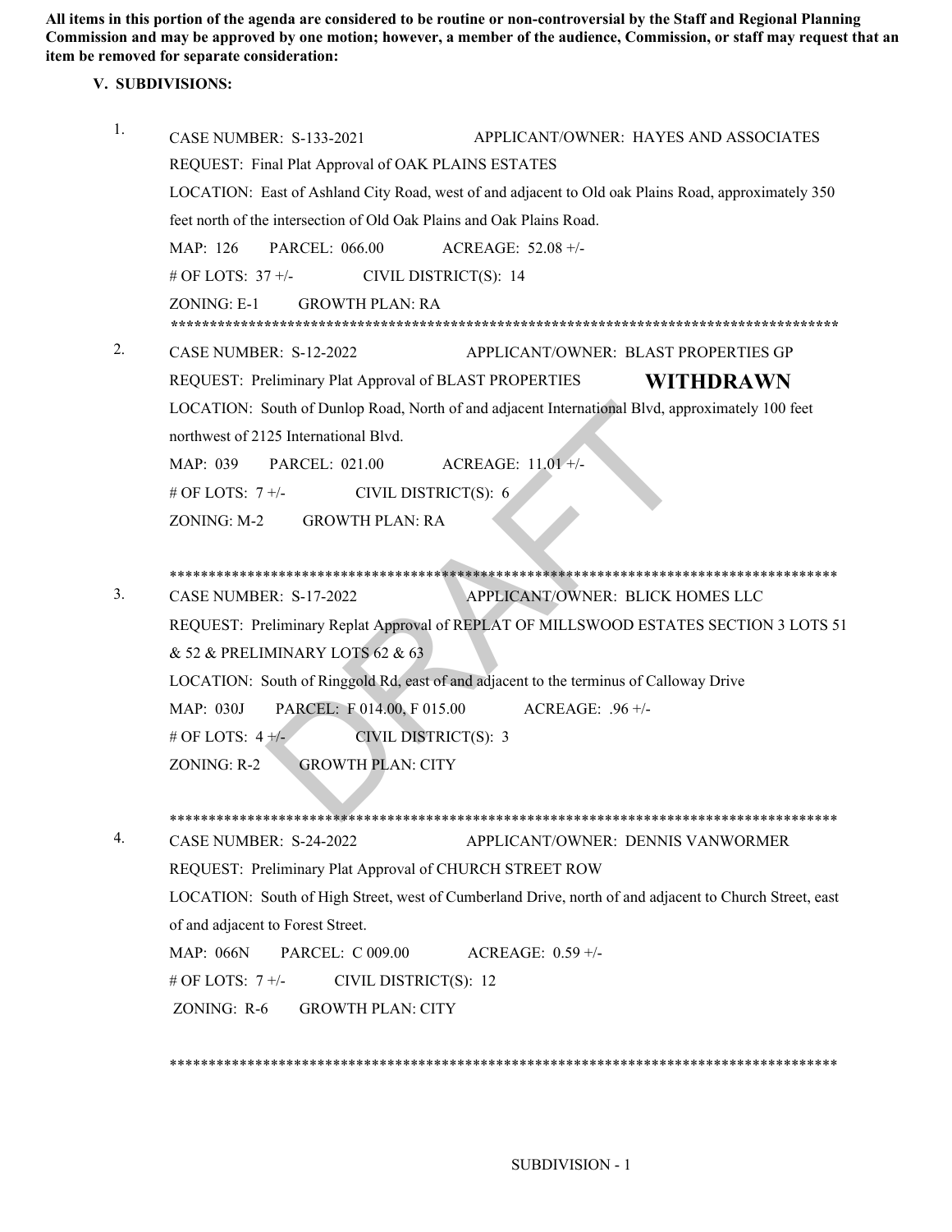**All items in this portion of the agenda are considered to be routine or non-controversial by the Staff and Regional Planning Commission and may be approved by one motion; however, a member of the audience, Commission, or staff may request that an item be removed for separate consideration:**

## V. SUBDIVISIONS:

1. CASE NUMBER: S-133-2021 APPLICANT/OWNER: HAYES AND ASSOCIATES

   REQUEST: Final Plat Approval of OAK PLAINS ESTATES

   LOCATION: East of Ashland City Road, west of and adjacent to Old oak Plains Road, approximately 350 feet north of the intersection of Old Oak Plains and Oak Plains Road.

   MAP: 126 PARCEL: 066.00 ACREAGE: 52.08 +/-

   # OF LOTS: 37 +/- CIVIL DISTRICT(S): 14

   ZONING: E-1 GROWTH PLAN: RA

*****************************************************************************************

2. CASE NUMBER: S-12-2022 APPLICANT/OWNER: BLAST PROPERTIES GP

   REQUEST: Preliminary Plat Approval of BLAST PROPERTIES **WITHDRAWN**

   LOCATION: South of Dunlop Road, North of and adjacent International Blvd, approximately 100 feet northwest of 2125 International Blvd.

   MAP: 039 PARCEL: 021.00 ACREAGE: 11.01 +/-

   # OF LOTS: 7 +/- CIVIL DISTRICT(S): 6

   ZONING: M-2 GROWTH PLAN: RA

*****************************************************************************************

3. CASE NUMBER: S-17-2022 APPLICANT/OWNER: BLICK HOMES LLC

   REQUEST: Preliminary Replat Approval of REPLAT OF MILLSWOOD ESTATES SECTION 3 LOTS 51 & 52 & PRELIMINARY LOTS 62 & 63

   LOCATION: South of Ringgold Rd, east of and adjacent to the terminus of Calloway Drive

   MAP: 030J PARCEL: F 014.00, F 015.00 ACREAGE: .96 +/-

   # OF LOTS: 4 +/- CIVIL DISTRICT(S): 3

   ZONING: R-2 GROWTH PLAN: CITY

*****************************************************************************************

4. CASE NUMBER: S-24-2022 APPLICANT/OWNER: DENNIS VANWORMER

   REQUEST: Preliminary Plat Approval of CHURCH STREET ROW

   LOCATION: South of High Street, west of Cumberland Drive, north of and adjacent to Church Street, east of and adjacent to Forest Street.

   MAP: 066N PARCEL: C 009.00 ACREAGE: 0.59 +/-

   # OF LOTS: 7 +/- CIVIL DISTRICT(S): 12

   ZONING: R-6 GROWTH PLAN: CITY

*****************************************************************************************

SUBDIVISION - 1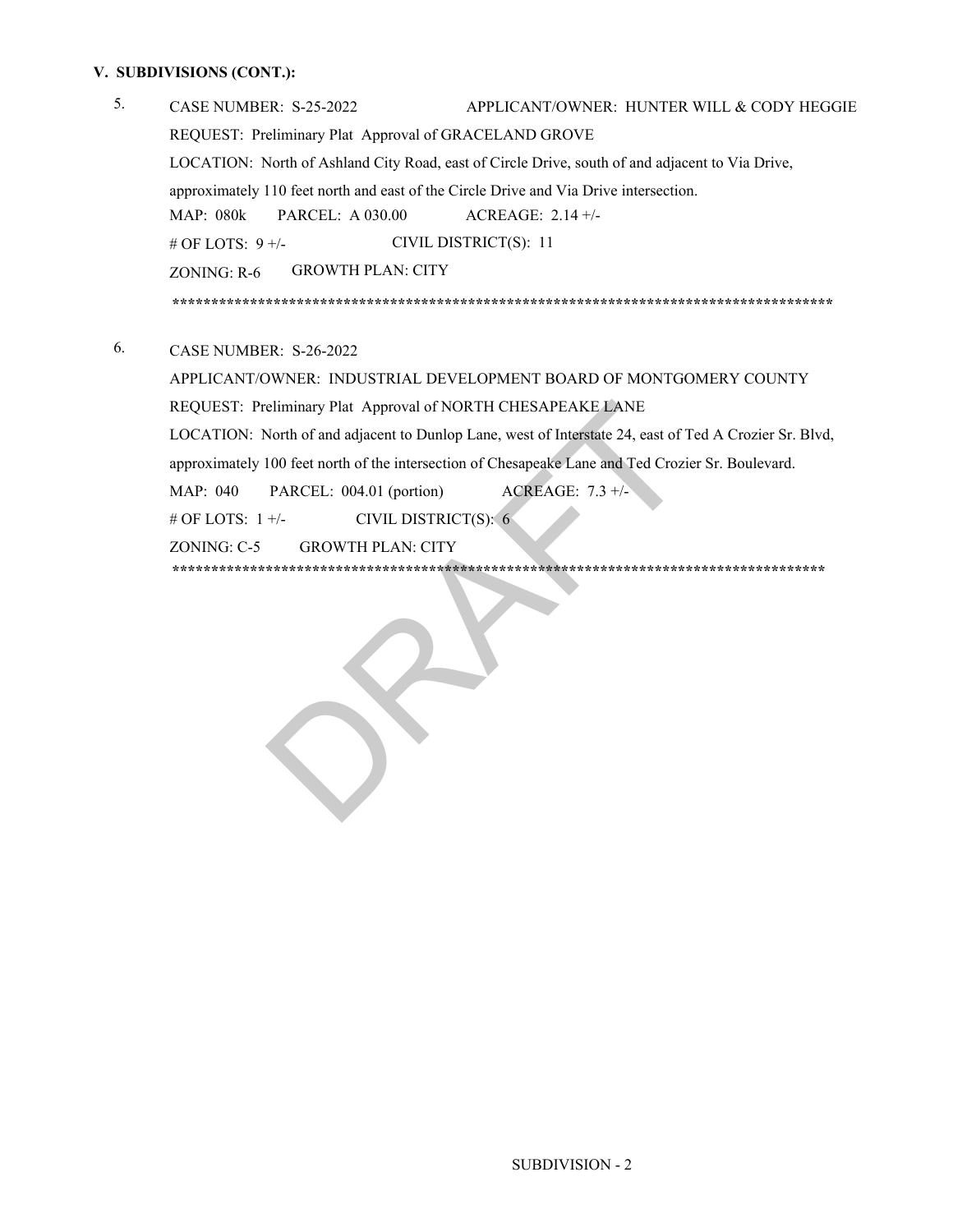**V. SUBDIVISIONS (CONT.):**

5. CASE NUMBER: S-25-2022 APPLICANT/OWNER: HUNTER WILL & CODY HEGGIE

   REQUEST: Preliminary Plat Approval of GRACELAND GROVE

   LOCATION: North of Ashland City Road, east of Circle Drive, south of and adjacent to Via Drive, approximately 110 feet north and east of the Circle Drive and Via Drive intersection.

   MAP: 080k PARCEL: A 030.00 ACREAGE: 2.14 +/-

   # OF LOTS: 9 +/- CIVIL DISTRICT(S): 11

   ZONING: R-6 GROWTH PLAN: CITY

   ******************************************************************************************

6. CASE NUMBER: S-26-2022

   APPLICANT/OWNER: INDUSTRIAL DEVELOPMENT BOARD OF MONTGOMERY COUNTY

   REQUEST: Preliminary Plat Approval of NORTH CHESAPEAKE LANE

   LOCATION: North of and adjacent to Dunlop Lane, west of Interstate 24, east of Ted A Crozier Sr. Blvd, approximately 100 feet north of the intersection of Chesapeake Lane and Ted Crozier Sr. Boulevard.

   MAP: 040 PARCEL: 004.01 (portion) ACREAGE: 7.3 +/-

   # OF LOTS: 1 +/- CIVIL DISTRICT(S): 6

   ZONING: C-5 GROWTH PLAN: CITY

   ******************************************************************************************

DRAFT

SUBDIVISION - 2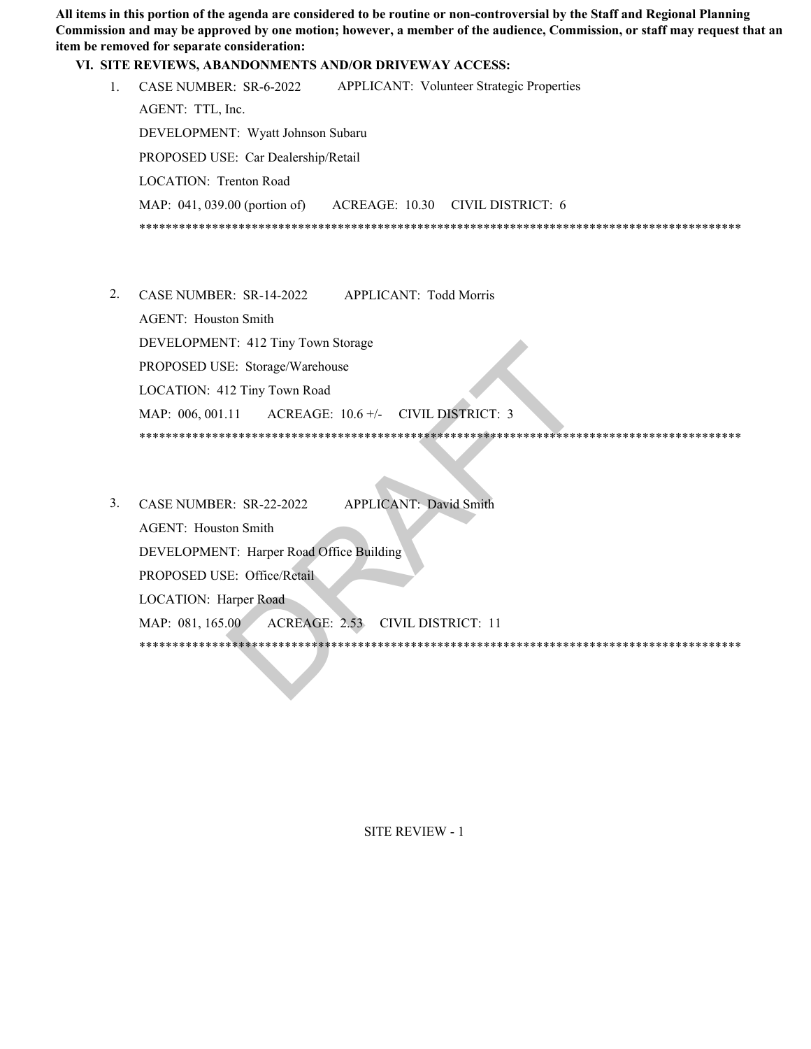**All items in this portion of the agenda are considered to be routine or non-controversial by the Staff and Regional Planning Commission and may be approved by one motion; however, a member of the audience, Commission, or staff may request that an item be removed for separate consideration:**

## VI. SITE REVIEWS, ABANDONMENTS AND/OR DRIVEWAY ACCESS:

1. CASE NUMBER: SR-6-2022 APPLICANT: Volunteer Strategic Properties
   AGENT: TTL, Inc.
   DEVELOPMENT: Wyatt Johnson Subaru
   PROPOSED USE: Car Dealership/Retail
   LOCATION: Trenton Road
   MAP: 041, 039.00 (portion of) ACREAGE: 10.30 CIVIL DISTRICT: 6
   ******************************************************************************************

2. CASE NUMBER: SR-14-2022 APPLICANT: Todd Morris
   AGENT: Houston Smith
   DEVELOPMENT: 412 Tiny Town Storage
   PROPOSED USE: Storage/Warehouse
   LOCATION: 412 Tiny Town Road
   MAP: 006, 001.11 ACREAGE: 10.6 +/- CIVIL DISTRICT: 3
   ******************************************************************************************

3. CASE NUMBER: SR-22-2022 APPLICANT: David Smith
   AGENT: Houston Smith
   DEVELOPMENT: Harper Road Office Building
   PROPOSED USE: Office/Retail
   LOCATION: Harper Road
   MAP: 081, 165.00 ACREAGE: 2.53 CIVIL DISTRICT: 11
   ******************************************************************************************

DRAFT

SITE REVIEW - 1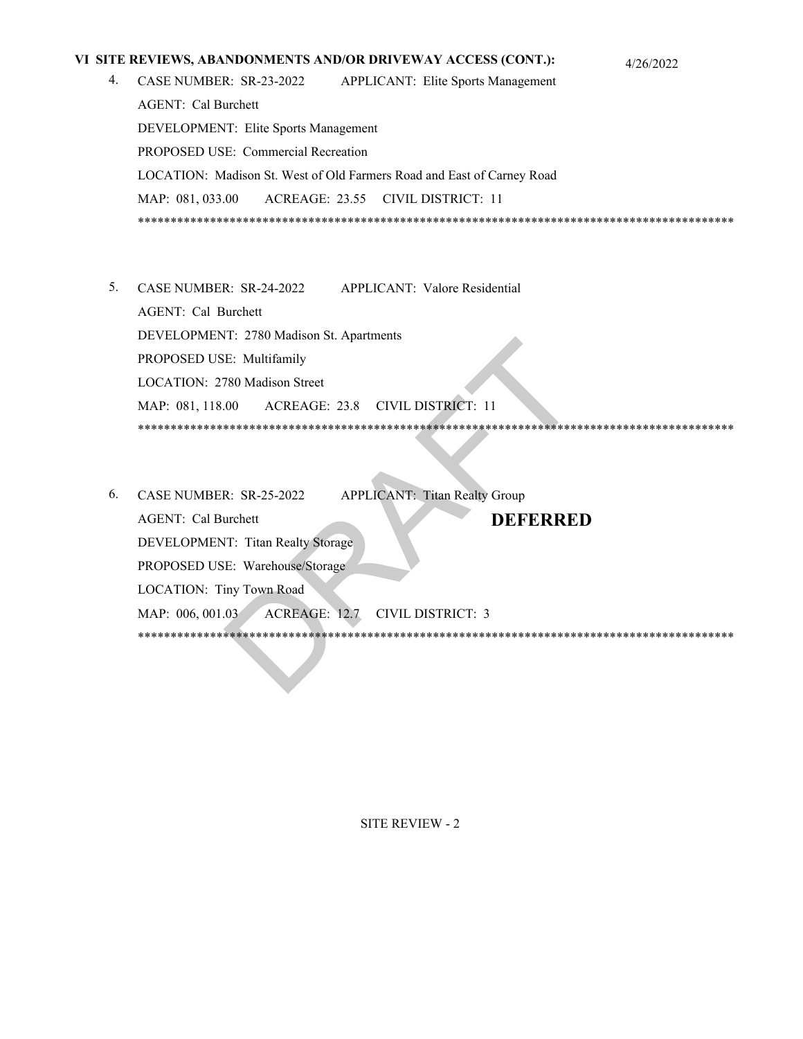## VI SITE REVIEWS, ABANDONMENTS AND/OR DRIVEWAY ACCESS (CONT.):

4/26/2022

4. CASE NUMBER: SR-23-2022 APPLICANT: Elite Sports Management
   AGENT: Cal Burchett
   DEVELOPMENT: Elite Sports Management
   PROPOSED USE: Commercial Recreation
   LOCATION: Madison St. West of Old Farmers Road and East of Carney Road
   MAP: 081, 033.00 ACREAGE: 23.55 CIVIL DISTRICT: 11

******************************************************************************************

5. CASE NUMBER: SR-24-2022 APPLICANT: Valore Residential
   AGENT: Cal Burchett
   DEVELOPMENT: 2780 Madison St. Apartments
   PROPOSED USE: Multifamily
   LOCATION: 2780 Madison Street
   MAP: 081, 118.00 ACREAGE: 23.8 CIVIL DISTRICT: 11

******************************************************************************************

6. CASE NUMBER: SR-25-2022 APPLICANT: Titan Realty Group
   AGENT: Cal Burchett **DEFERRED**
   DEVELOPMENT: Titan Realty Storage
   PROPOSED USE: Warehouse/Storage
   LOCATION: Tiny Town Road
   MAP: 006, 001.03 ACREAGE: 12.7 CIVIL DISTRICT: 3

******************************************************************************************

SITE REVIEW - 2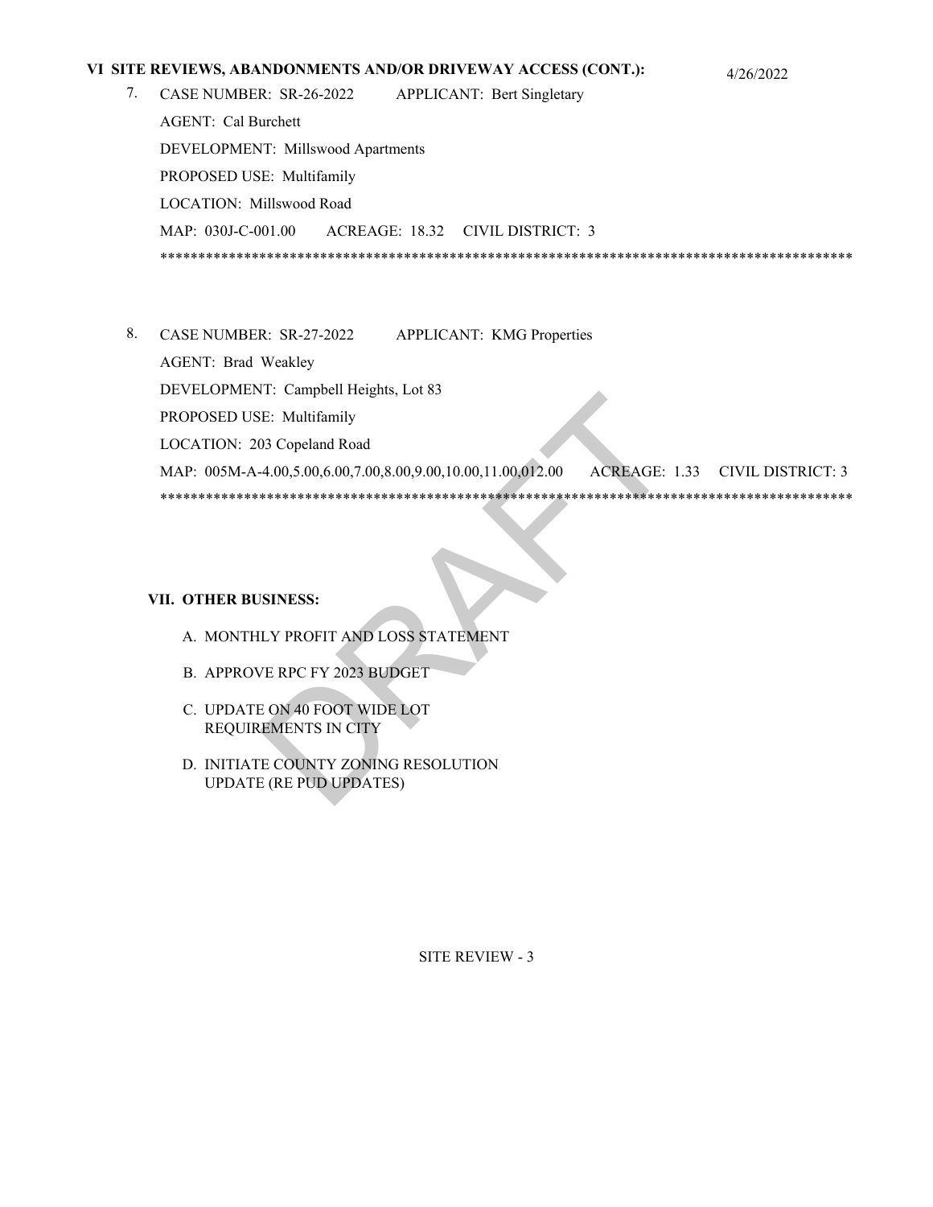**VI SITE REVIEWS, ABANDONMENTS AND/OR DRIVEWAY ACCESS (CONT.):** 4/26/2022

7. CASE NUMBER: SR-26-2022 APPLICANT: Bert Singletary

   AGENT: Cal Burchett

   DEVELOPMENT: Millswood Apartments

   PROPOSED USE: Multifamily

   LOCATION: Millswood Road

   MAP: 030J-C-001.00 ACREAGE: 18.32 CIVIL DISTRICT: 3

   ******************************************************************************************

8. CASE NUMBER: SR-27-2022 APPLICANT: KMG Properties

   AGENT: Brad Weakley

   DEVELOPMENT: Campbell Heights, Lot 83

   PROPOSED USE: Multifamily

   LOCATION: 203 Copeland Road

   MAP: 005M-A-4.00,5.00,6.00,7.00,8.00,9.00,10.00,11.00,012.00 ACREAGE: 1.33 CIVIL DISTRICT: 3

   ******************************************************************************************

**VII. OTHER BUSINESS:**

A. MONTHLY PROFIT AND LOSS STATEMENT

B. APPROVE RPC FY 2023 BUDGET

C. UPDATE ON 40 FOOT WIDE LOT REQUIREMENTS IN CITY

D. INITIATE COUNTY ZONING RESOLUTION UPDATE (RE PUD UPDATES)

DRAFT

SITE REVIEW - 3